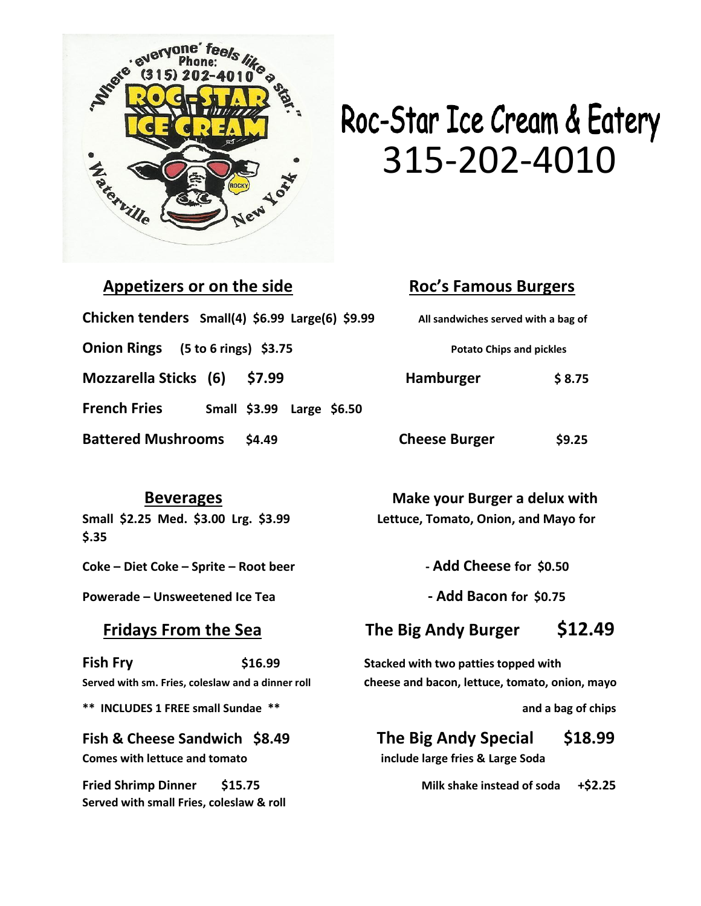# Roc-Star Ice Cream & Eatery
# 315-202-4010

## Appetizers or on the side

**Chicken tenders** Small(4) $6.99 Large(6) $9.99

**Onion Rings** (5 to 6 rings) $3.75

**Mozzarella Sticks (6)** $7.99

**French Fries** Small $3.99 Large $6.50

**Battered Mushrooms** $4.49

## Roc's Famous Burgers

All sandwiches served with a bag of Potato Chips and pickles

**Hamburger** $ 8.75

**Cheese Burger** $9.25

## Beverages

Small $2.25 Med. $3.00 Lrg. $3.99

Coke – Diet Coke – Sprite – Root beer

Powerade – Unsweetened Ice Tea

## Make your Burger a delux with

Lettuce, Tomato, Onion, and Mayo for $.35

- **Add Cheese** for $0.50
- **Add Bacon** for $0.75

## Fridays From the Sea

**Fish Fry** $16.99

Served with sm. Fries, coleslaw and a dinner roll

** INCLUDES 1 FREE small Sundae **

**Fish & Cheese Sandwich** $8.49

Comes with lettuce and tomato

**Fried Shrimp Dinner** $15.75

Served with small Fries, coleslaw & roll

## The Big Andy Burger $12.49

Stacked with two patties topped with cheese and bacon, lettuce, tomato, onion, mayo and a bag of chips

## The Big Andy Special $18.99

include large fries & Large Soda

Milk shake instead of soda +$2.25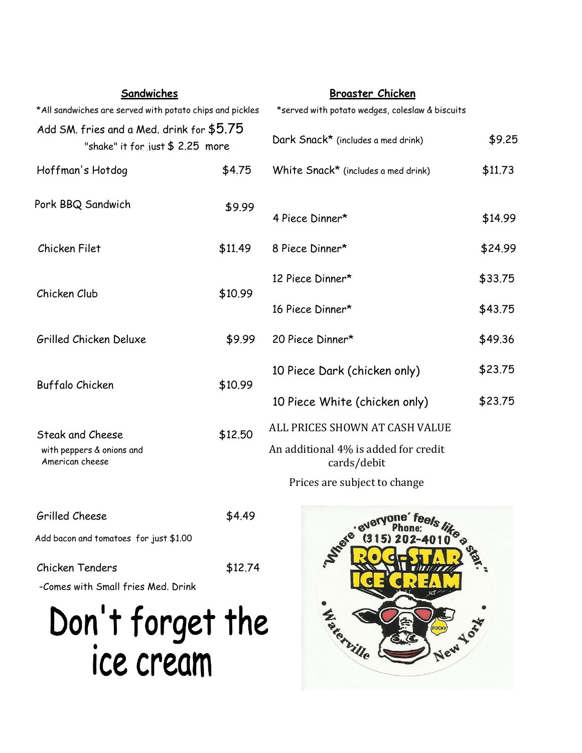## Sandwiches

*All sandwiches are served with potato chips and pickles

Add SM. fries and a Med. drink for $5.75
"shake" it for just $ 2.25 more

| | |
|---|---|
| Hoffman's Hotdog | $4.75 |
| Pork BBQ Sandwich | $9.99 |
| Chicken Filet | $11.49 |
| Chicken Club | $10.99 |
| Grilled Chicken Deluxe | $9.99 |
| Buffalo Chicken | $10.99 |
| Steak and Cheese<br>with peppers & onions and American cheese | $12.50 |
| Grilled Cheese<br>Add bacon and tomatoes for just $1.00 | $4.49 |
| Chicken Tenders<br>-Comes with Small fries Med. Drink | $12.74 |

# Don't forget the ice cream

## Broaster Chicken

*served with potato wedges, coleslaw & biscuits

| | |
|---|---|
| Dark Snack* (includes a med drink) | $9.25 |
| White Snack* (includes a med drink) | $11.73 |
| 4 Piece Dinner* | $14.99 |
| 8 Piece Dinner* | $24.99 |
| 12 Piece Dinner* | $33.75 |
| 16 Piece Dinner* | $43.75 |
| 20 Piece Dinner* | $49.36 |
| 10 Piece Dark (chicken only) | $23.75 |
| 10 Piece White (chicken only) | $23.75 |

ALL PRICES SHOWN AT CASH VALUE

An additional 4% is added for credit cards/debit

Prices are subject to change

"Where everyone feels like a star."
Phone: (315) 202-4010
ROC-STAR ICE CREAM
Waterville New York